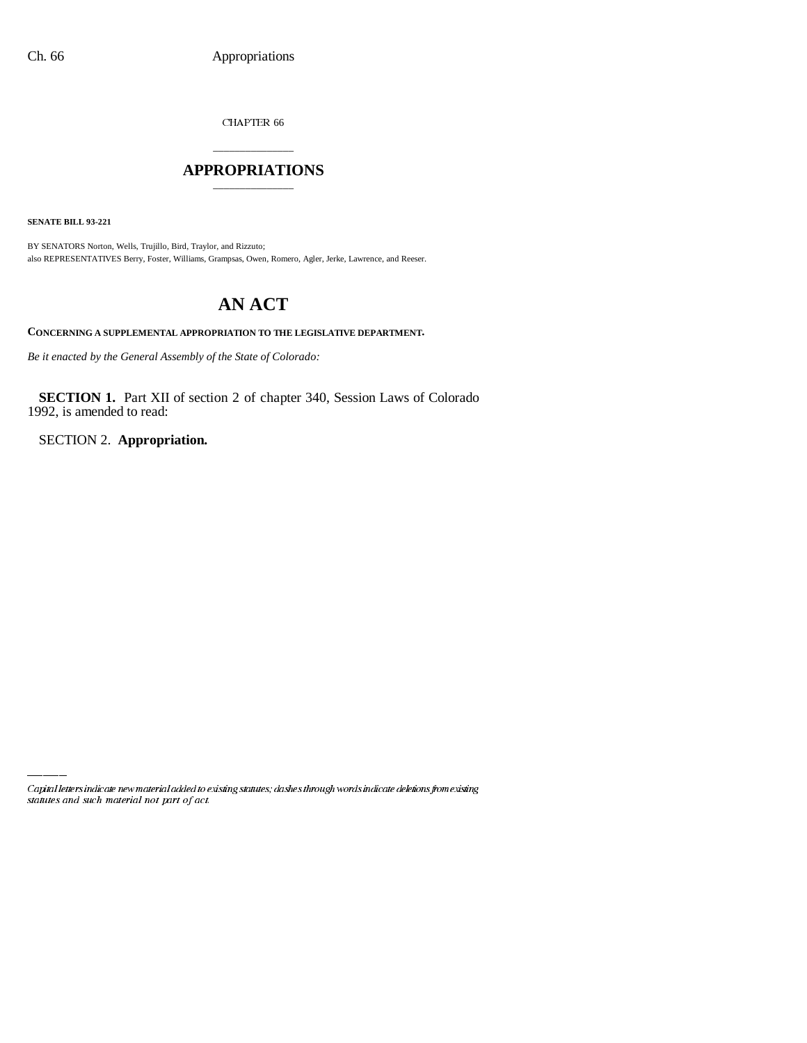CHAPTER 66

# APPROPRIATIONS

**SENATE BILL 93-221**

BY SENATORS Norton, Wells, Trujillo, Bird, Traylor, and Rizzuto;
also REPRESENTATIVES Berry, Foster, Williams, Grampsas, Owen, Romero, Agler, Jerke, Lawrence, and Reeser.

## AN ACT

**CONCERNING A SUPPLEMENTAL APPROPRIATION TO THE LEGISLATIVE DEPARTMENT.**

*Be it enacted by the General Assembly of the State of Colorado:*

**SECTION 1.** Part XII of section 2 of chapter 340, Session Laws of Colorado 1992, is amended to read:

SECTION 2. **Appropriation.**

*Capital letters indicate new material added to existing statutes; dashes through words indicate deletions from existing statutes and such material not part of act.*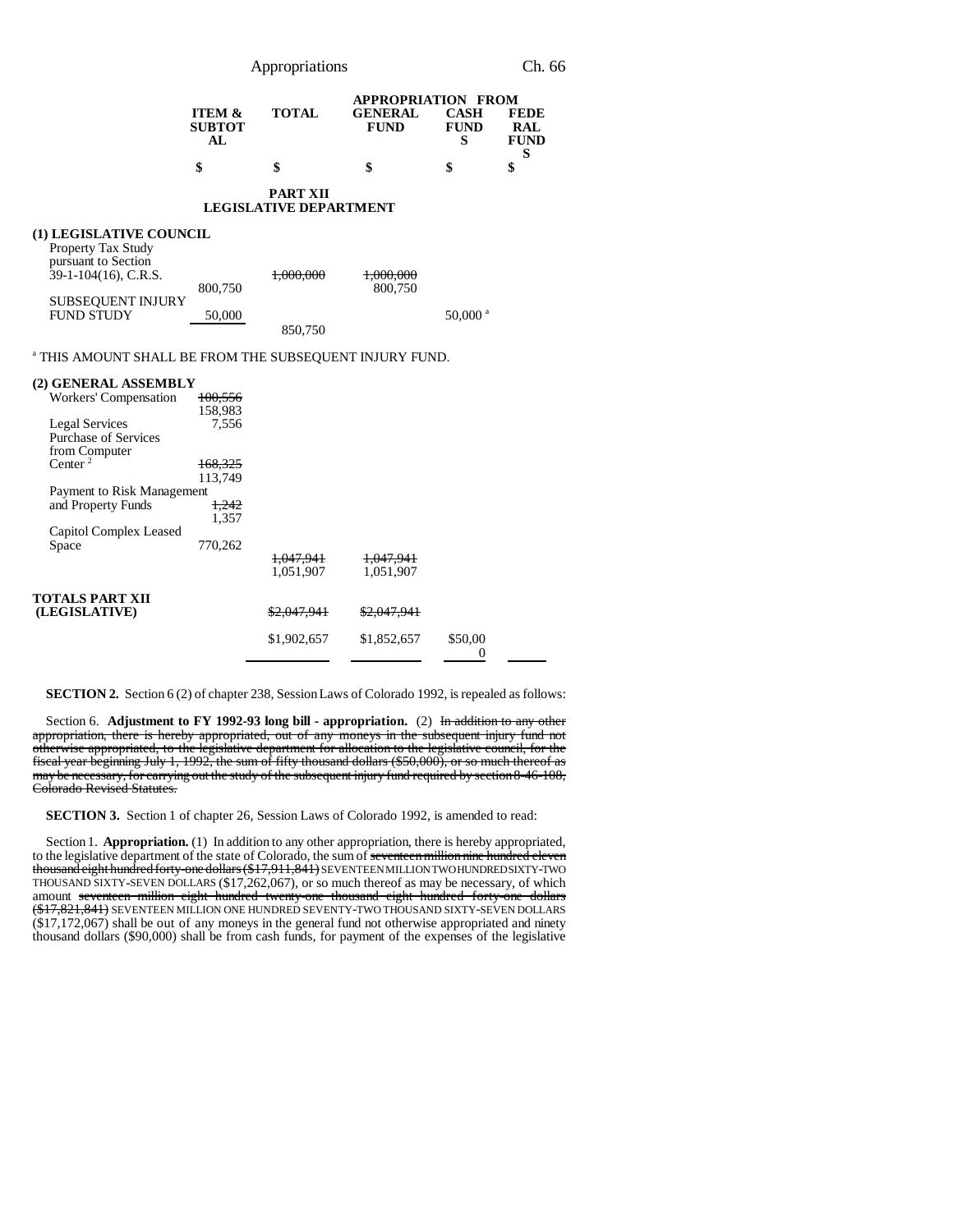| | ITEM & SUBTOTAL | TOTAL | APPROPRIATION FROM GENERAL FUND | CASH FUNDS | FEDERAL FUNDS |
|---|---|---|---|---|---|
| | $ | $ | $ | $ | $ |

**PART XII**
**LEGISLATIVE DEPARTMENT**

| | ITEM & SUBTOTAL | TOTAL | GENERAL FUND | CASH FUNDS | FEDERAL FUNDS |
|---|---|---|---|---|---|
| **(1) LEGISLATIVE COUNCIL** | | | | | |
| Property Tax Study pursuant to Section 39-1-104(16), C.R.S. | 800,750 | ~~1,000,000~~ | ~~1,000,000~~ 800,750 | | |
| SUBSEQUENT INJURY FUND STUDY | 50,000 | | | 50,000[a] | |
| | | 850,750 | | | |

[a] THIS AMOUNT SHALL BE FROM THE SUBSEQUENT INJURY FUND.

| | ITEM & SUBTOTAL | TOTAL | GENERAL FUND | CASH FUNDS | FEDERAL FUNDS |
|---|---|---|---|---|---|
| **(2) GENERAL ASSEMBLY** | | | | | |
| Workers' Compensation | ~~100,556~~ 158,983 | | | | |
| Legal Services | 7,556 | | | | |
| Purchase of Services from Computer Center[2] | ~~168,325~~ 113,749 | | | | |
| Payment to Risk Management and Property Funds | ~~1,242~~ 1,357 | | | | |
| Capitol Complex Leased Space | 770,262 | | | | |
| | | ~~1,047,941~~ 1,051,907 | ~~1,047,941~~ 1,051,907 | | |
| **TOTALS PART XII (LEGISLATIVE)** | | ~~$2,047,941~~ | ~~$2,047,941~~ | | |
| | | $1,902,657 | $1,852,657 | $50,000 | |

**SECTION 2.** Section 6 (2) of chapter 238, Session Laws of Colorado 1992, is repealed as follows:

Section 6. **Adjustment to FY 1992-93 long bill - appropriation.** (2) ~~In addition to any other appropriation, there is hereby appropriated, out of any moneys in the subsequent injury fund not otherwise appropriated, to the legislative department for allocation to the legislative council, for the fiscal year beginning July 1, 1992, the sum of fifty thousand dollars ($50,000), or so much thereof as may be necessary, for carrying out the study of the subsequent injury fund required by section 8-46-108, Colorado Revised Statutes.~~

**SECTION 3.** Section 1 of chapter 26, Session Laws of Colorado 1992, is amended to read:

Section 1. **Appropriation.** (1) In addition to any other appropriation, there is hereby appropriated, to the legislative department of the state of Colorado, the sum of ~~seventeen million nine hundred eleven thousand eight hundred forty-one dollars ($17,911,841)~~ SEVENTEEN MILLION TWO HUNDRED SIXTY-TWO THOUSAND SIXTY-SEVEN DOLLARS ($17,262,067), or so much thereof as may be necessary, of which amount ~~seventeen million eight hundred twenty-one thousand eight hundred forty-one dollars ($17,821,841)~~ SEVENTEEN MILLION ONE HUNDRED SEVENTY-TWO THOUSAND SIXTY-SEVEN DOLLARS ($17,172,067) shall be out of any moneys in the general fund not otherwise appropriated and ninety thousand dollars ($90,000) shall be from cash funds, for payment of the expenses of the legislative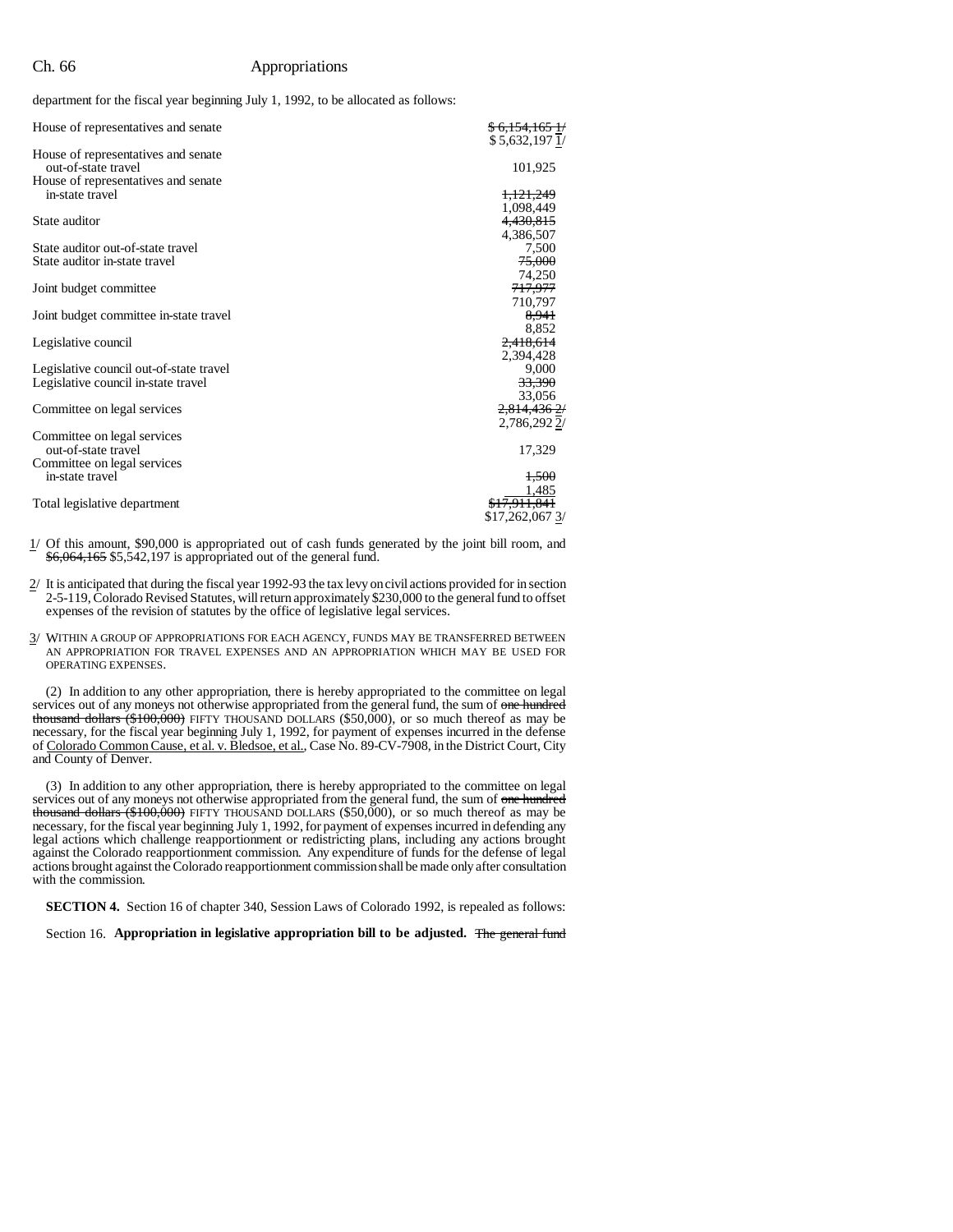department for the fiscal year beginning July 1, 1992, to be allocated as follows:

| | |
|---|---|
| House of representatives and senate | ~~$ 6,154,165 1/~~ $ 5,632,197 1/ |
| House of representatives and senate out-of-state travel | 101,925 |
| House of representatives and senate in-state travel | ~~1,121,249~~ 1,098,449 |
| State auditor | ~~4,430,815~~ 4,386,507 |
| State auditor out-of-state travel | 7,500 |
| State auditor in-state travel | ~~75,000~~ 74,250 |
| Joint budget committee | ~~717,977~~ 710,797 |
| Joint budget committee in-state travel | ~~8,941~~ 8,852 |
| Legislative council | ~~2,418,614~~ 2,394,428 |
| Legislative council out-of-state travel | 9,000 |
| Legislative council in-state travel | ~~33,390~~ 33,056 |
| Committee on legal services | ~~2,814,436 2/~~ 2,786,292 2/ |
| Committee on legal services out-of-state travel | 17,329 |
| Committee on legal services in-state travel | ~~1,500~~ 1,485 |
| Total legislative department | ~~$17,911,841~~ $17,262,067 3/ |

1/ Of this amount, $90,000 is appropriated out of cash funds generated by the joint bill room, and ~~$6,064,165~~ $5,542,197 is appropriated out of the general fund.

2/ It is anticipated that during the fiscal year 1992-93 the tax levy on civil actions provided for in section 2-5-119, Colorado Revised Statutes, will return approximately $230,000 to the general fund to offset expenses of the revision of statutes by the office of legislative legal services.

3/ WITHIN A GROUP OF APPROPRIATIONS FOR EACH AGENCY, FUNDS MAY BE TRANSFERRED BETWEEN AN APPROPRIATION FOR TRAVEL EXPENSES AND AN APPROPRIATION WHICH MAY BE USED FOR OPERATING EXPENSES.

(2) In addition to any other appropriation, there is hereby appropriated to the committee on legal services out of any moneys not otherwise appropriated from the general fund, the sum of ~~one hundred thousand dollars ($100,000)~~ FIFTY THOUSAND DOLLARS ($50,000), or so much thereof as may be necessary, for the fiscal year beginning July 1, 1992, for payment of expenses incurred in the defense of Colorado Common Cause, et al. v. Bledsoe, et al., Case No. 89-CV-7908, in the District Court, City and County of Denver.

(3) In addition to any other appropriation, there is hereby appropriated to the committee on legal services out of any moneys not otherwise appropriated from the general fund, the sum of ~~one hundred thousand dollars ($100,000)~~ FIFTY THOUSAND DOLLARS ($50,000), or so much thereof as may be necessary, for the fiscal year beginning July 1, 1992, for payment of expenses incurred in defending any legal actions which challenge reapportionment or redistricting plans, including any actions brought against the Colorado reapportionment commission. Any expenditure of funds for the defense of legal actions brought against the Colorado reapportionment commission shall be made only after consultation with the commission.

**SECTION 4.** Section 16 of chapter 340, Session Laws of Colorado 1992, is repealed as follows:

Section 16. **Appropriation in legislative appropriation bill to be adjusted.** ~~The general fund~~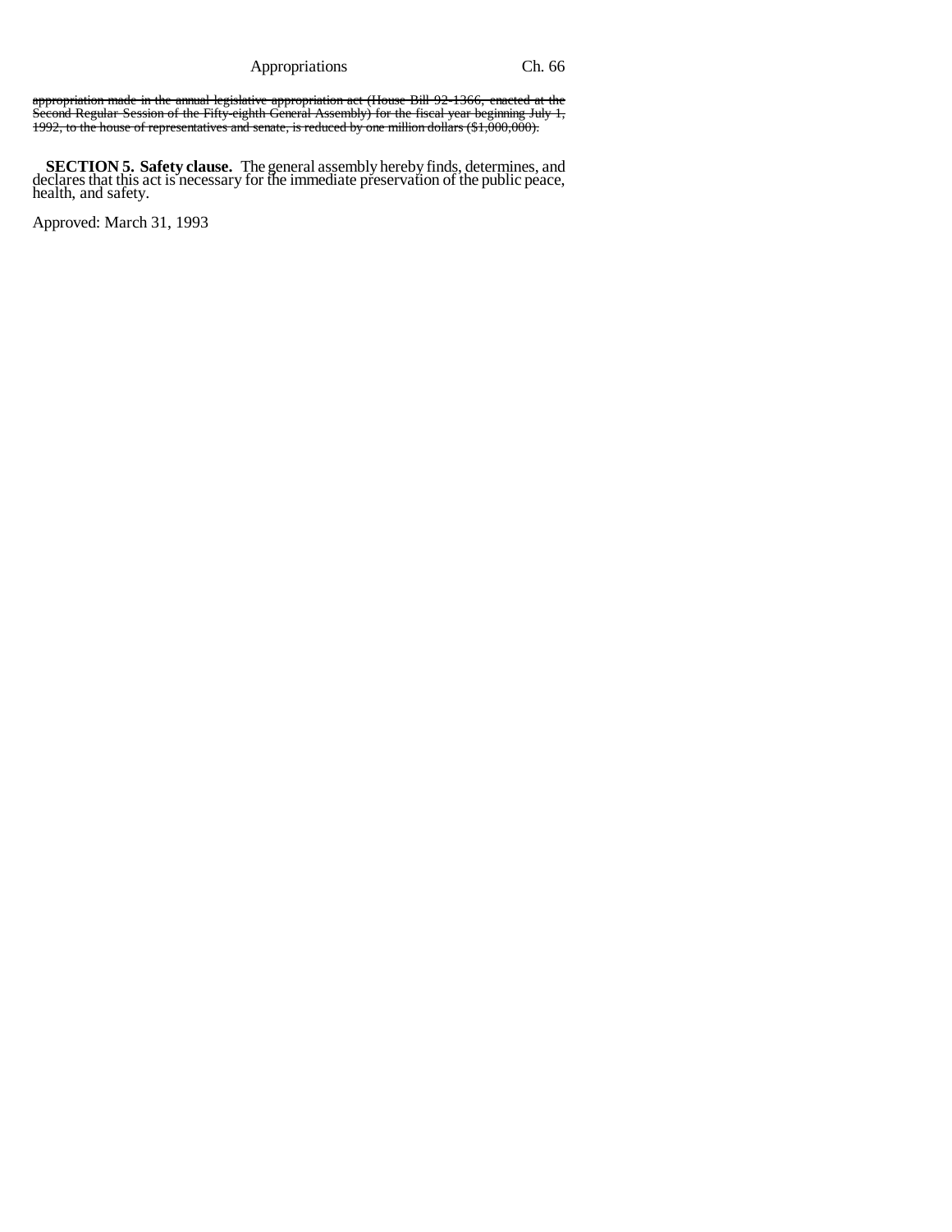~~appropriation made in the annual legislative appropriation act (House Bill 92-1366, enacted at the Second Regular Session of the Fifty-eighth General Assembly) for the fiscal year beginning July 1, 1992, to the house of representatives and senate, is reduced by one million dollars ($1,000,000).~~

**SECTION 5. Safety clause.** The general assembly hereby finds, determines, and declares that this act is necessary for the immediate preservation of the public peace, health, and safety.

Approved: March 31, 1993